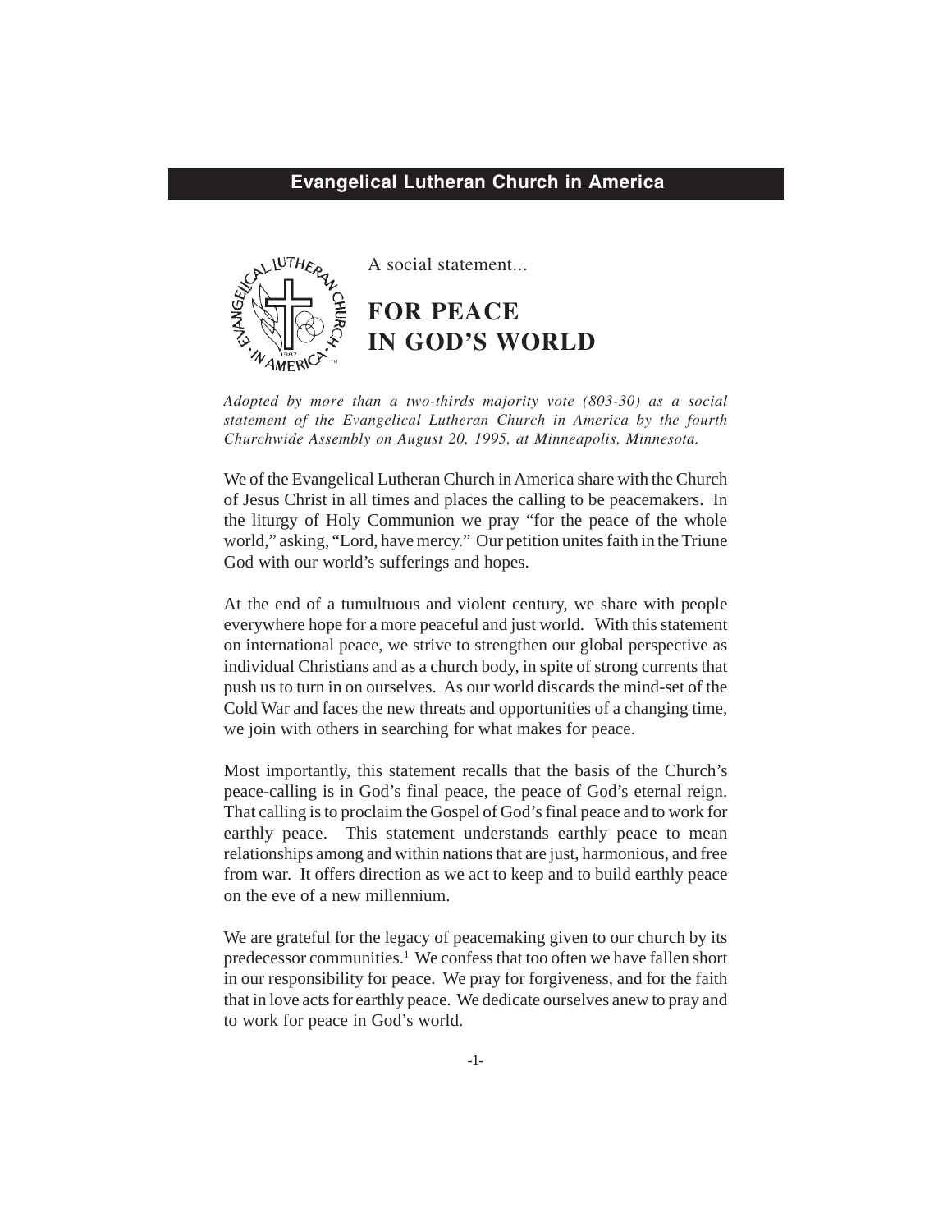**Evangelical Lutheran Church in America**

A social statement...

# FOR PEACE IN GOD'S WORLD

*Adopted by more than a two-thirds majority vote (803-30) as a social statement of the Evangelical Lutheran Church in America by the fourth Churchwide Assembly on August 20, 1995, at Minneapolis, Minnesota.*

We of the Evangelical Lutheran Church in America share with the Church of Jesus Christ in all times and places the calling to be peacemakers. In the liturgy of Holy Communion we pray "for the peace of the whole world," asking, "Lord, have mercy." Our petition unites faith in the Triune God with our world's sufferings and hopes.

At the end of a tumultuous and violent century, we share with people everywhere hope for a more peaceful and just world. With this statement on international peace, we strive to strengthen our global perspective as individual Christians and as a church body, in spite of strong currents that push us to turn in on ourselves. As our world discards the mind-set of the Cold War and faces the new threats and opportunities of a changing time, we join with others in searching for what makes for peace.

Most importantly, this statement recalls that the basis of the Church's peace-calling is in God's final peace, the peace of God's eternal reign. That calling is to proclaim the Gospel of God's final peace and to work for earthly peace. This statement understands earthly peace to mean relationships among and within nations that are just, harmonious, and free from war. It offers direction as we act to keep and to build earthly peace on the eve of a new millennium.

We are grateful for the legacy of peacemaking given to our church by its predecessor communities.[1] We confess that too often we have fallen short in our responsibility for peace. We pray for forgiveness, and for the faith that in love acts for earthly peace. We dedicate ourselves anew to pray and to work for peace in God's world.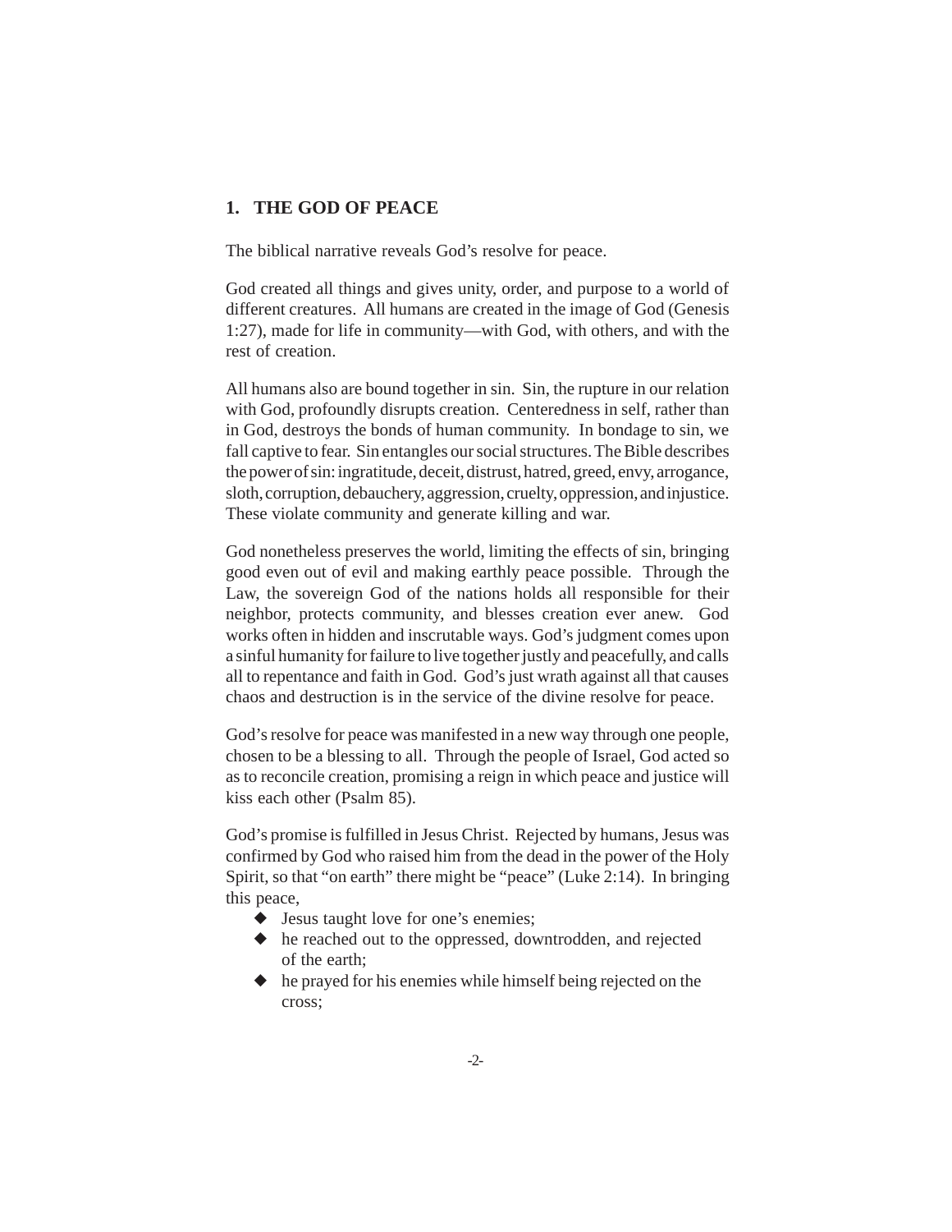## 1. THE GOD OF PEACE

The biblical narrative reveals God's resolve for peace.

God created all things and gives unity, order, and purpose to a world of different creatures. All humans are created in the image of God (Genesis 1:27), made for life in community—with God, with others, and with the rest of creation.

All humans also are bound together in sin. Sin, the rupture in our relation with God, profoundly disrupts creation. Centeredness in self, rather than in God, destroys the bonds of human community. In bondage to sin, we fall captive to fear. Sin entangles our social structures. The Bible describes the power of sin: ingratitude, deceit, distrust, hatred, greed, envy, arrogance, sloth, corruption, debauchery, aggression, cruelty, oppression, and injustice. These violate community and generate killing and war.

God nonetheless preserves the world, limiting the effects of sin, bringing good even out of evil and making earthly peace possible. Through the Law, the sovereign God of the nations holds all responsible for their neighbor, protects community, and blesses creation ever anew. God works often in hidden and inscrutable ways. God's judgment comes upon a sinful humanity for failure to live together justly and peacefully, and calls all to repentance and faith in God. God's just wrath against all that causes chaos and destruction is in the service of the divine resolve for peace.

God's resolve for peace was manifested in a new way through one people, chosen to be a blessing to all. Through the people of Israel, God acted so as to reconcile creation, promising a reign in which peace and justice will kiss each other (Psalm 85).

God's promise is fulfilled in Jesus Christ. Rejected by humans, Jesus was confirmed by God who raised him from the dead in the power of the Holy Spirit, so that "on earth" there might be "peace" (Luke 2:14). In bringing this peace,

- Jesus taught love for one's enemies;
- he reached out to the oppressed, downtrodden, and rejected of the earth;
- he prayed for his enemies while himself being rejected on the cross;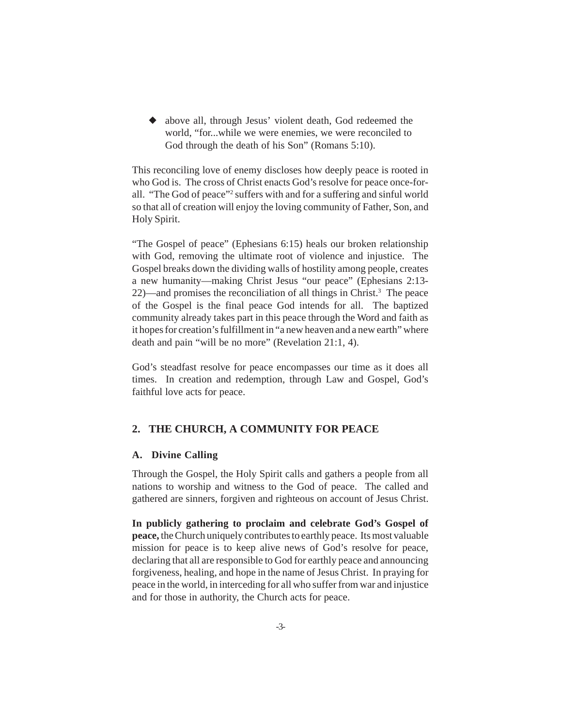- above all, through Jesus' violent death, God redeemed the world, "for...while we were enemies, we were reconciled to God through the death of his Son" (Romans 5:10).

This reconciling love of enemy discloses how deeply peace is rooted in who God is. The cross of Christ enacts God's resolve for peace once-for-all. "The God of peace"[2] suffers with and for a suffering and sinful world so that all of creation will enjoy the loving community of Father, Son, and Holy Spirit.

"The Gospel of peace" (Ephesians 6:15) heals our broken relationship with God, removing the ultimate root of violence and injustice. The Gospel breaks down the dividing walls of hostility among people, creates a new humanity—making Christ Jesus "our peace" (Ephesians 2:13-22)—and promises the reconciliation of all things in Christ.[3] The peace of the Gospel is the final peace God intends for all. The baptized community already takes part in this peace through the Word and faith as it hopes for creation's fulfillment in "a new heaven and a new earth" where death and pain "will be no more" (Revelation 21:1, 4).

God's steadfast resolve for peace encompasses our time as it does all times. In creation and redemption, through Law and Gospel, God's faithful love acts for peace.

## 2. THE CHURCH, A COMMUNITY FOR PEACE

### A. Divine Calling

Through the Gospel, the Holy Spirit calls and gathers a people from all nations to worship and witness to the God of peace. The called and gathered are sinners, forgiven and righteous on account of Jesus Christ.

**In publicly gathering to proclaim and celebrate God's Gospel of peace,** the Church uniquely contributes to earthly peace. Its most valuable mission for peace is to keep alive news of God's resolve for peace, declaring that all are responsible to God for earthly peace and announcing forgiveness, healing, and hope in the name of Jesus Christ. In praying for peace in the world, in interceding for all who suffer from war and injustice and for those in authority, the Church acts for peace.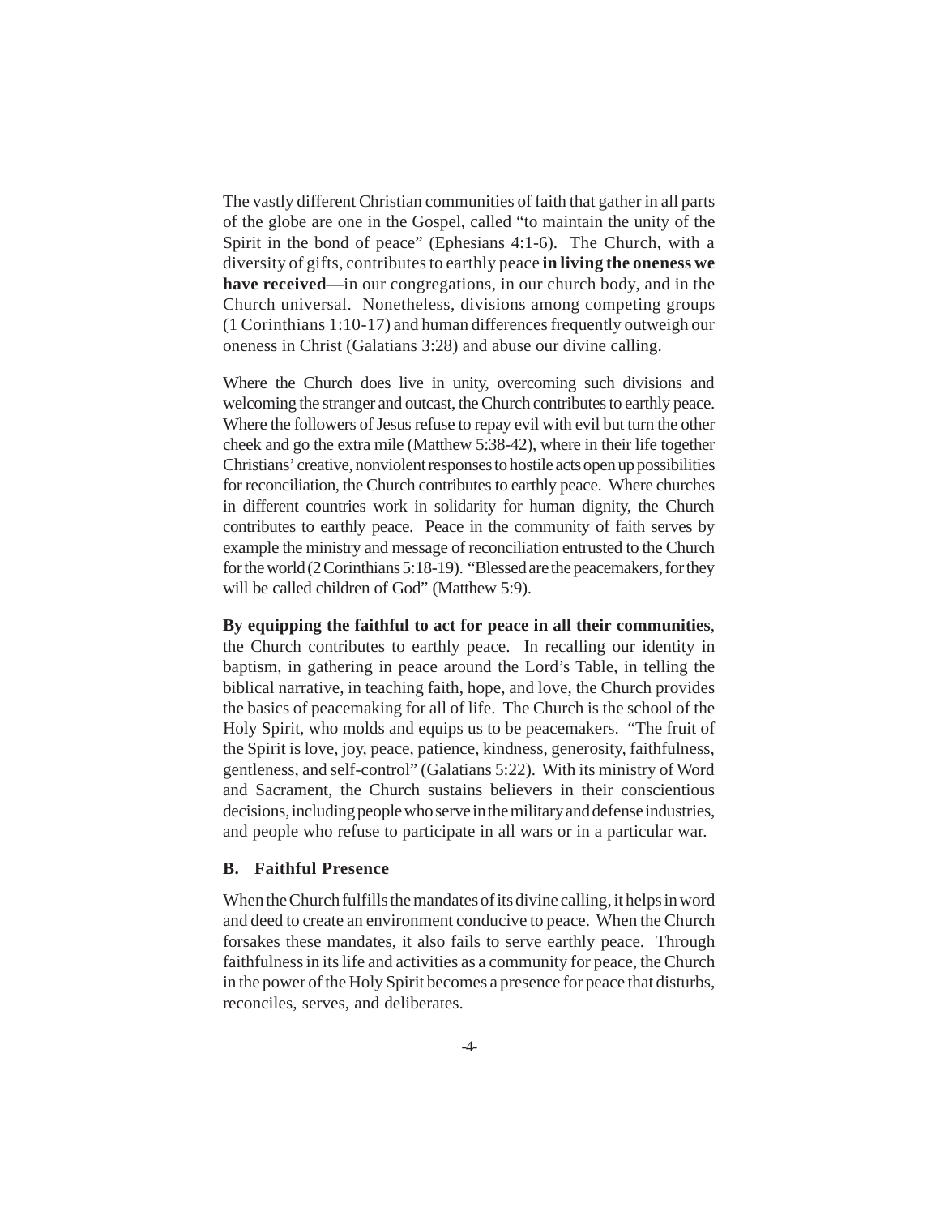The vastly different Christian communities of faith that gather in all parts of the globe are one in the Gospel, called "to maintain the unity of the Spirit in the bond of peace" (Ephesians 4:1-6). The Church, with a diversity of gifts, contributes to earthly peace **in living the oneness we have received**—in our congregations, in our church body, and in the Church universal. Nonetheless, divisions among competing groups (1 Corinthians 1:10-17) and human differences frequently outweigh our oneness in Christ (Galatians 3:28) and abuse our divine calling.

Where the Church does live in unity, overcoming such divisions and welcoming the stranger and outcast, the Church contributes to earthly peace. Where the followers of Jesus refuse to repay evil with evil but turn the other cheek and go the extra mile (Matthew 5:38-42), where in their life together Christians' creative, nonviolent responses to hostile acts open up possibilities for reconciliation, the Church contributes to earthly peace. Where churches in different countries work in solidarity for human dignity, the Church contributes to earthly peace. Peace in the community of faith serves by example the ministry and message of reconciliation entrusted to the Church for the world (2 Corinthians 5:18-19). "Blessed are the peacemakers, for they will be called children of God" (Matthew 5:9).

**By equipping the faithful to act for peace in all their communities**, the Church contributes to earthly peace. In recalling our identity in baptism, in gathering in peace around the Lord's Table, in telling the biblical narrative, in teaching faith, hope, and love, the Church provides the basics of peacemaking for all of life. The Church is the school of the Holy Spirit, who molds and equips us to be peacemakers. "The fruit of the Spirit is love, joy, peace, patience, kindness, generosity, faithfulness, gentleness, and self-control" (Galatians 5:22). With its ministry of Word and Sacrament, the Church sustains believers in their conscientious decisions, including people who serve in the military and defense industries, and people who refuse to participate in all wars or in a particular war.

### B. Faithful Presence

When the Church fulfills the mandates of its divine calling, it helps in word and deed to create an environment conducive to peace. When the Church forsakes these mandates, it also fails to serve earthly peace. Through faithfulness in its life and activities as a community for peace, the Church in the power of the Holy Spirit becomes a presence for peace that disturbs, reconciles, serves, and deliberates.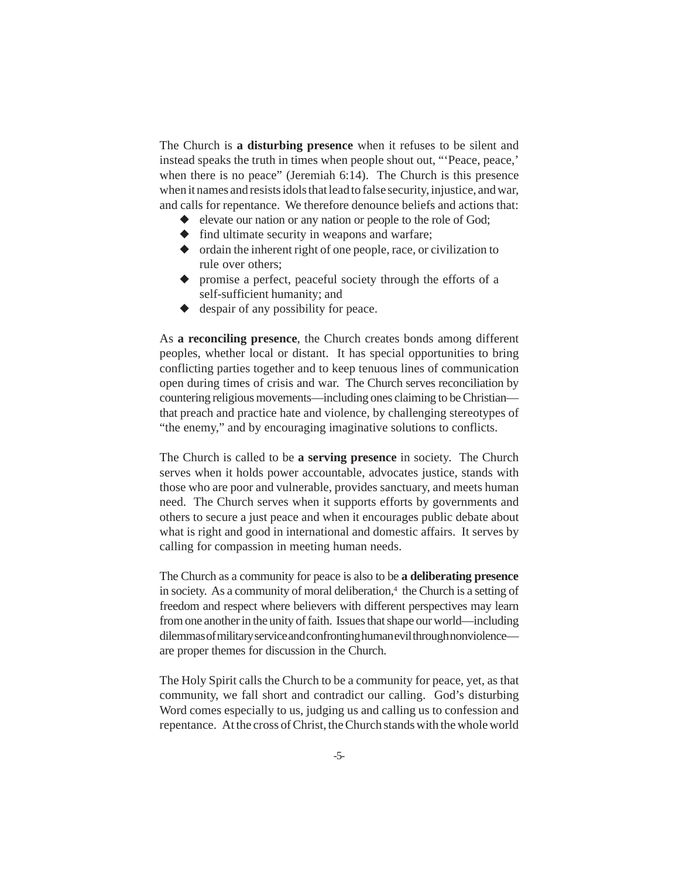The Church is **a disturbing presence** when it refuses to be silent and instead speaks the truth in times when people shout out, "'Peace, peace,' when there is no peace" (Jeremiah 6:14). The Church is this presence when it names and resists idols that lead to false security, injustice, and war, and calls for repentance. We therefore denounce beliefs and actions that:

- elevate our nation or any nation or people to the role of God;
- find ultimate security in weapons and warfare;
- ordain the inherent right of one people, race, or civilization to rule over others;
- promise a perfect, peaceful society through the efforts of a self-sufficient humanity; and
- despair of any possibility for peace.

As **a reconciling presence**, the Church creates bonds among different peoples, whether local or distant. It has special opportunities to bring conflicting parties together and to keep tenuous lines of communication open during times of crisis and war. The Church serves reconciliation by countering religious movements—including ones claiming to be Christian—that preach and practice hate and violence, by challenging stereotypes of "the enemy," and by encouraging imaginative solutions to conflicts.

The Church is called to be **a serving presence** in society. The Church serves when it holds power accountable, advocates justice, stands with those who are poor and vulnerable, provides sanctuary, and meets human need. The Church serves when it supports efforts by governments and others to secure a just peace and when it encourages public debate about what is right and good in international and domestic affairs. It serves by calling for compassion in meeting human needs.

The Church as a community for peace is also to be **a deliberating presence** in society. As a community of moral deliberation,[4] the Church is a setting of freedom and respect where believers with different perspectives may learn from one another in the unity of faith. Issues that shape our world—including dilemmas of military service and confronting human evil through nonviolence—are proper themes for discussion in the Church.

The Holy Spirit calls the Church to be a community for peace, yet, as that community, we fall short and contradict our calling. God's disturbing Word comes especially to us, judging us and calling us to confession and repentance. At the cross of Christ, the Church stands with the whole world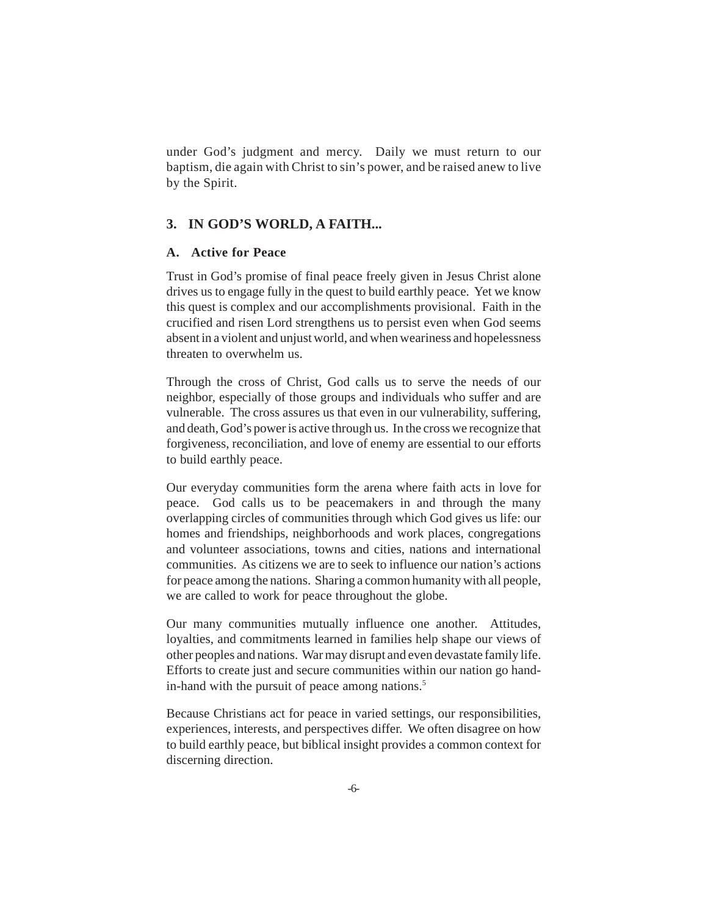under God's judgment and mercy. Daily we must return to our baptism, die again with Christ to sin's power, and be raised anew to live by the Spirit.

## 3. IN GOD'S WORLD, A FAITH...

### A. Active for Peace

Trust in God's promise of final peace freely given in Jesus Christ alone drives us to engage fully in the quest to build earthly peace. Yet we know this quest is complex and our accomplishments provisional. Faith in the crucified and risen Lord strengthens us to persist even when God seems absent in a violent and unjust world, and when weariness and hopelessness threaten to overwhelm us.

Through the cross of Christ, God calls us to serve the needs of our neighbor, especially of those groups and individuals who suffer and are vulnerable. The cross assures us that even in our vulnerability, suffering, and death, God's power is active through us. In the cross we recognize that forgiveness, reconciliation, and love of enemy are essential to our efforts to build earthly peace.

Our everyday communities form the arena where faith acts in love for peace. God calls us to be peacemakers in and through the many overlapping circles of communities through which God gives us life: our homes and friendships, neighborhoods and work places, congregations and volunteer associations, towns and cities, nations and international communities. As citizens we are to seek to influence our nation's actions for peace among the nations. Sharing a common humanity with all people, we are called to work for peace throughout the globe.

Our many communities mutually influence one another. Attitudes, loyalties, and commitments learned in families help shape our views of other peoples and nations. War may disrupt and even devastate family life. Efforts to create just and secure communities within our nation go hand-in-hand with the pursuit of peace among nations.[5]

Because Christians act for peace in varied settings, our responsibilities, experiences, interests, and perspectives differ. We often disagree on how to build earthly peace, but biblical insight provides a common context for discerning direction.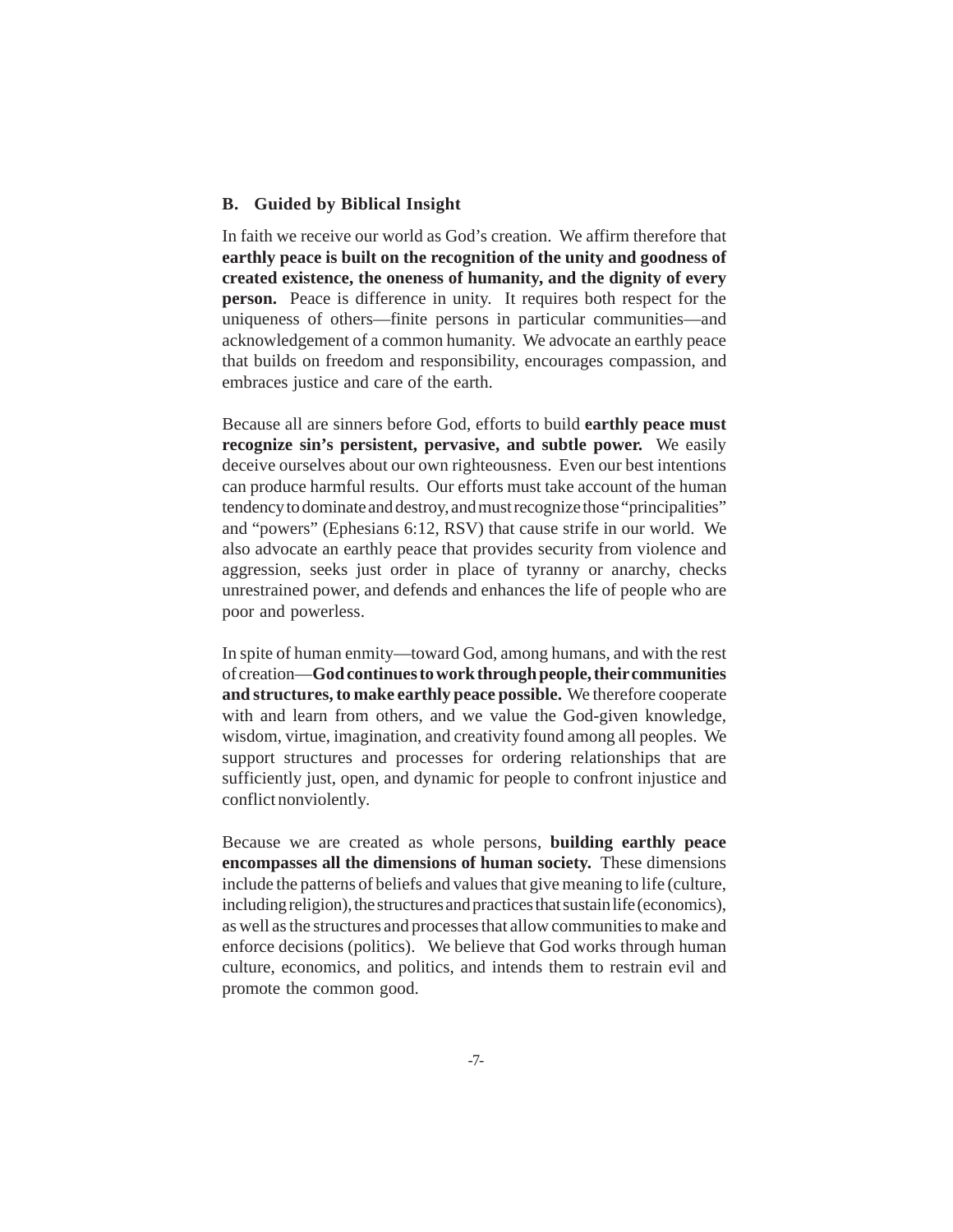### B. Guided by Biblical Insight

In faith we receive our world as God's creation. We affirm therefore that **earthly peace is built on the recognition of the unity and goodness of created existence, the oneness of humanity, and the dignity of every person.** Peace is difference in unity. It requires both respect for the uniqueness of others—finite persons in particular communities—and acknowledgement of a common humanity. We advocate an earthly peace that builds on freedom and responsibility, encourages compassion, and embraces justice and care of the earth.

Because all are sinners before God, efforts to build **earthly peace must recognize sin's persistent, pervasive, and subtle power.** We easily deceive ourselves about our own righteousness. Even our best intentions can produce harmful results. Our efforts must take account of the human tendency to dominate and destroy, and must recognize those "principalities" and "powers" (Ephesians 6:12, RSV) that cause strife in our world. We also advocate an earthly peace that provides security from violence and aggression, seeks just order in place of tyranny or anarchy, checks unrestrained power, and defends and enhances the life of people who are poor and powerless.

In spite of human enmity—toward God, among humans, and with the rest of creation—**God continues to work through people, their communities and structures, to make earthly peace possible.** We therefore cooperate with and learn from others, and we value the God-given knowledge, wisdom, virtue, imagination, and creativity found among all peoples. We support structures and processes for ordering relationships that are sufficiently just, open, and dynamic for people to confront injustice and conflict nonviolently.

Because we are created as whole persons, **building earthly peace encompasses all the dimensions of human society.** These dimensions include the patterns of beliefs and values that give meaning to life (culture, including religion), the structures and practices that sustain life (economics), as well as the structures and processes that allow communities to make and enforce decisions (politics). We believe that God works through human culture, economics, and politics, and intends them to restrain evil and promote the common good.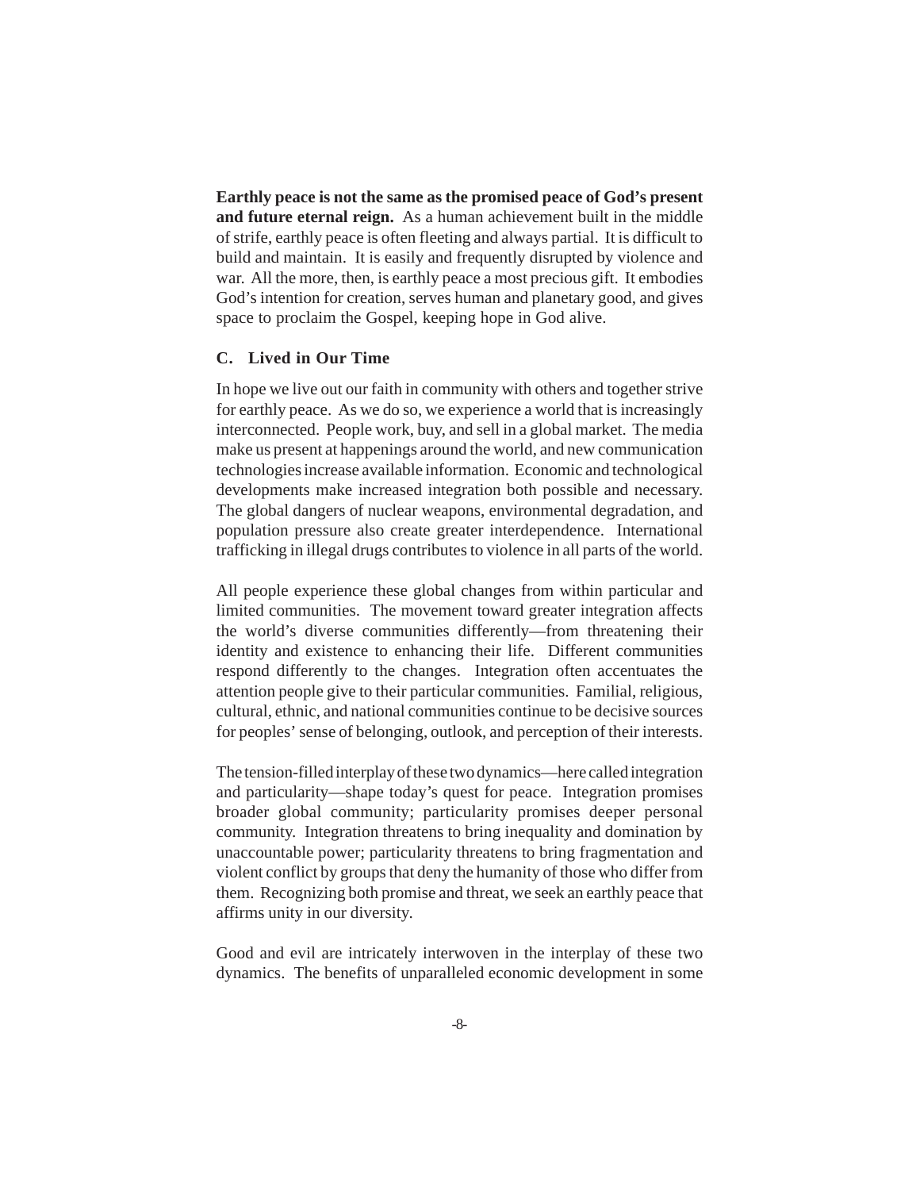**Earthly peace is not the same as the promised peace of God's present and future eternal reign.** As a human achievement built in the middle of strife, earthly peace is often fleeting and always partial. It is difficult to build and maintain. It is easily and frequently disrupted by violence and war. All the more, then, is earthly peace a most precious gift. It embodies God's intention for creation, serves human and planetary good, and gives space to proclaim the Gospel, keeping hope in God alive.

### C. Lived in Our Time

In hope we live out our faith in community with others and together strive for earthly peace. As we do so, we experience a world that is increasingly interconnected. People work, buy, and sell in a global market. The media make us present at happenings around the world, and new communication technologies increase available information. Economic and technological developments make increased integration both possible and necessary. The global dangers of nuclear weapons, environmental degradation, and population pressure also create greater interdependence. International trafficking in illegal drugs contributes to violence in all parts of the world.

All people experience these global changes from within particular and limited communities. The movement toward greater integration affects the world's diverse communities differently—from threatening their identity and existence to enhancing their life. Different communities respond differently to the changes. Integration often accentuates the attention people give to their particular communities. Familial, religious, cultural, ethnic, and national communities continue to be decisive sources for peoples' sense of belonging, outlook, and perception of their interests.

The tension-filled interplay of these two dynamics—here called integration and particularity—shape today's quest for peace. Integration promises broader global community; particularity promises deeper personal community. Integration threatens to bring inequality and domination by unaccountable power; particularity threatens to bring fragmentation and violent conflict by groups that deny the humanity of those who differ from them. Recognizing both promise and threat, we seek an earthly peace that affirms unity in our diversity.

Good and evil are intricately interwoven in the interplay of these two dynamics. The benefits of unparalleled economic development in some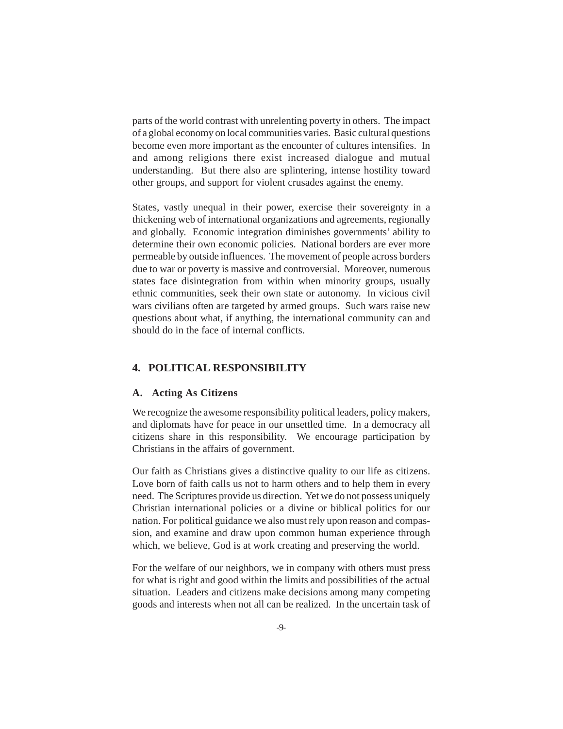parts of the world contrast with unrelenting poverty in others. The impact of a global economy on local communities varies. Basic cultural questions become even more important as the encounter of cultures intensifies. In and among religions there exist increased dialogue and mutual understanding. But there also are splintering, intense hostility toward other groups, and support for violent crusades against the enemy.

States, vastly unequal in their power, exercise their sovereignty in a thickening web of international organizations and agreements, regionally and globally. Economic integration diminishes governments' ability to determine their own economic policies. National borders are ever more permeable by outside influences. The movement of people across borders due to war or poverty is massive and controversial. Moreover, numerous states face disintegration from within when minority groups, usually ethnic communities, seek their own state or autonomy. In vicious civil wars civilians often are targeted by armed groups. Such wars raise new questions about what, if anything, the international community can and should do in the face of internal conflicts.

## 4. POLITICAL RESPONSIBILITY

### A. Acting As Citizens

We recognize the awesome responsibility political leaders, policy makers, and diplomats have for peace in our unsettled time. In a democracy all citizens share in this responsibility. We encourage participation by Christians in the affairs of government.

Our faith as Christians gives a distinctive quality to our life as citizens. Love born of faith calls us not to harm others and to help them in every need. The Scriptures provide us direction. Yet we do not possess uniquely Christian international policies or a divine or biblical politics for our nation. For political guidance we also must rely upon reason and compassion, and examine and draw upon common human experience through which, we believe, God is at work creating and preserving the world.

For the welfare of our neighbors, we in company with others must press for what is right and good within the limits and possibilities of the actual situation. Leaders and citizens make decisions among many competing goods and interests when not all can be realized. In the uncertain task of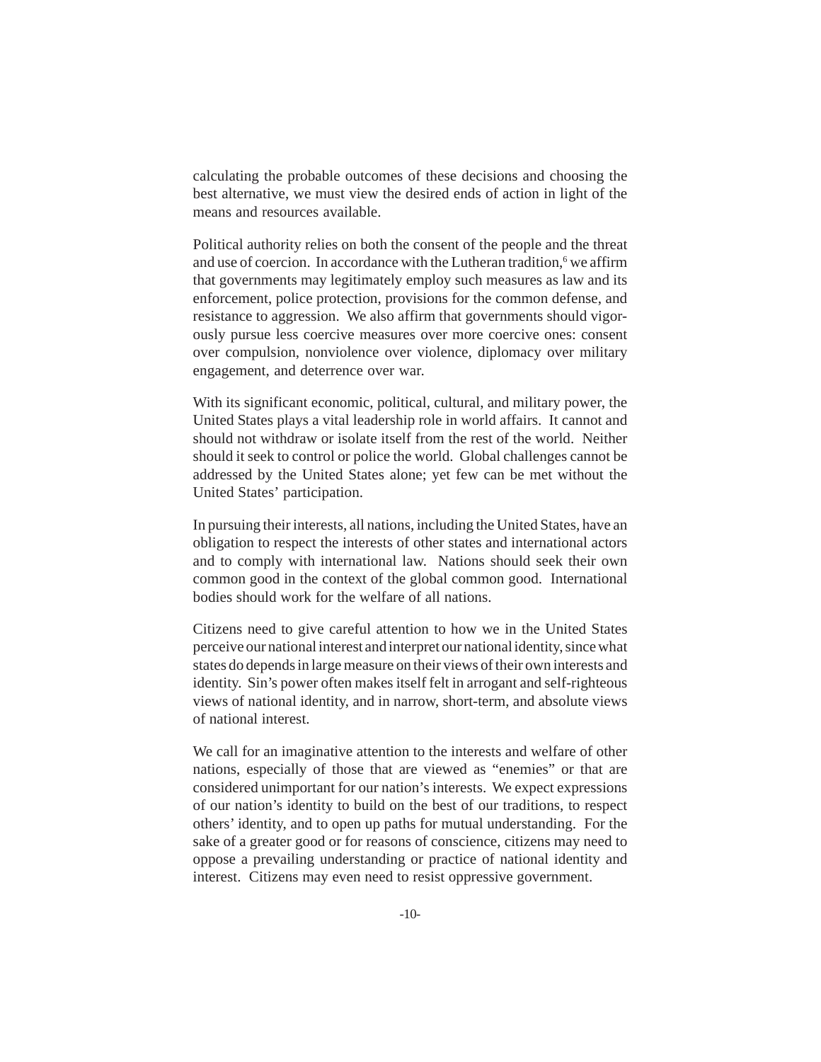calculating the probable outcomes of these decisions and choosing the best alternative, we must view the desired ends of action in light of the means and resources available.

Political authority relies on both the consent of the people and the threat and use of coercion. In accordance with the Lutheran tradition,[6] we affirm that governments may legitimately employ such measures as law and its enforcement, police protection, provisions for the common defense, and resistance to aggression. We also affirm that governments should vigorously pursue less coercive measures over more coercive ones: consent over compulsion, nonviolence over violence, diplomacy over military engagement, and deterrence over war.

With its significant economic, political, cultural, and military power, the United States plays a vital leadership role in world affairs. It cannot and should not withdraw or isolate itself from the rest of the world. Neither should it seek to control or police the world. Global challenges cannot be addressed by the United States alone; yet few can be met without the United States' participation.

In pursuing their interests, all nations, including the United States, have an obligation to respect the interests of other states and international actors and to comply with international law. Nations should seek their own common good in the context of the global common good. International bodies should work for the welfare of all nations.

Citizens need to give careful attention to how we in the United States perceive our national interest and interpret our national identity, since what states do depends in large measure on their views of their own interests and identity. Sin's power often makes itself felt in arrogant and self-righteous views of national identity, and in narrow, short-term, and absolute views of national interest.

We call for an imaginative attention to the interests and welfare of other nations, especially of those that are viewed as "enemies" or that are considered unimportant for our nation's interests. We expect expressions of our nation's identity to build on the best of our traditions, to respect others' identity, and to open up paths for mutual understanding. For the sake of a greater good or for reasons of conscience, citizens may need to oppose a prevailing understanding or practice of national identity and interest. Citizens may even need to resist oppressive government.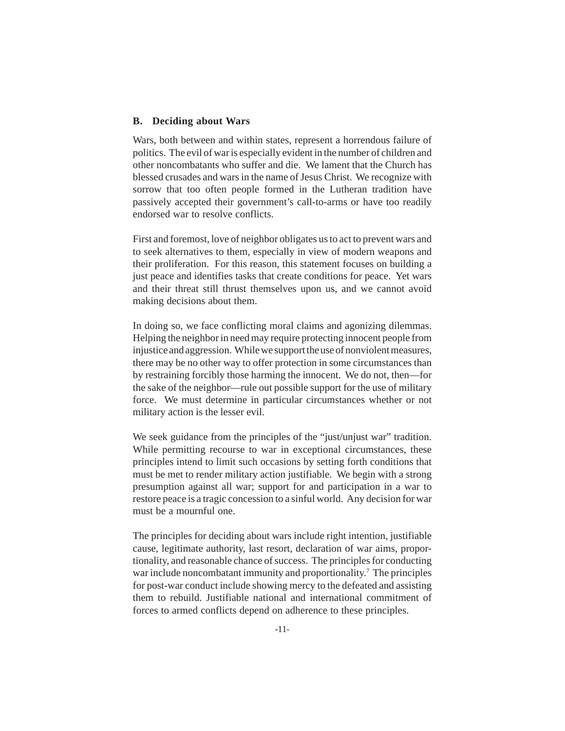## B. Deciding about Wars

Wars, both between and within states, represent a horrendous failure of politics. The evil of war is especially evident in the number of children and other noncombatants who suffer and die. We lament that the Church has blessed crusades and wars in the name of Jesus Christ. We recognize with sorrow that too often people formed in the Lutheran tradition have passively accepted their government's call-to-arms or have too readily endorsed war to resolve conflicts.

First and foremost, love of neighbor obligates us to act to prevent wars and to seek alternatives to them, especially in view of modern weapons and their proliferation. For this reason, this statement focuses on building a just peace and identifies tasks that create conditions for peace. Yet wars and their threat still thrust themselves upon us, and we cannot avoid making decisions about them.

In doing so, we face conflicting moral claims and agonizing dilemmas. Helping the neighbor in need may require protecting innocent people from injustice and aggression. While we support the use of nonviolent measures, there may be no other way to offer protection in some circumstances than by restraining forcibly those harming the innocent. We do not, then—for the sake of the neighbor—rule out possible support for the use of military force. We must determine in particular circumstances whether or not military action is the lesser evil.

We seek guidance from the principles of the "just/unjust war" tradition. While permitting recourse to war in exceptional circumstances, these principles intend to limit such occasions by setting forth conditions that must be met to render military action justifiable. We begin with a strong presumption against all war; support for and participation in a war to restore peace is a tragic concession to a sinful world. Any decision for war must be a mournful one.

The principles for deciding about wars include right intention, justifiable cause, legitimate authority, last resort, declaration of war aims, proportionality, and reasonable chance of success. The principles for conducting war include noncombatant immunity and proportionality.[7] The principles for post-war conduct include showing mercy to the defeated and assisting them to rebuild. Justifiable national and international commitment of forces to armed conflicts depend on adherence to these principles.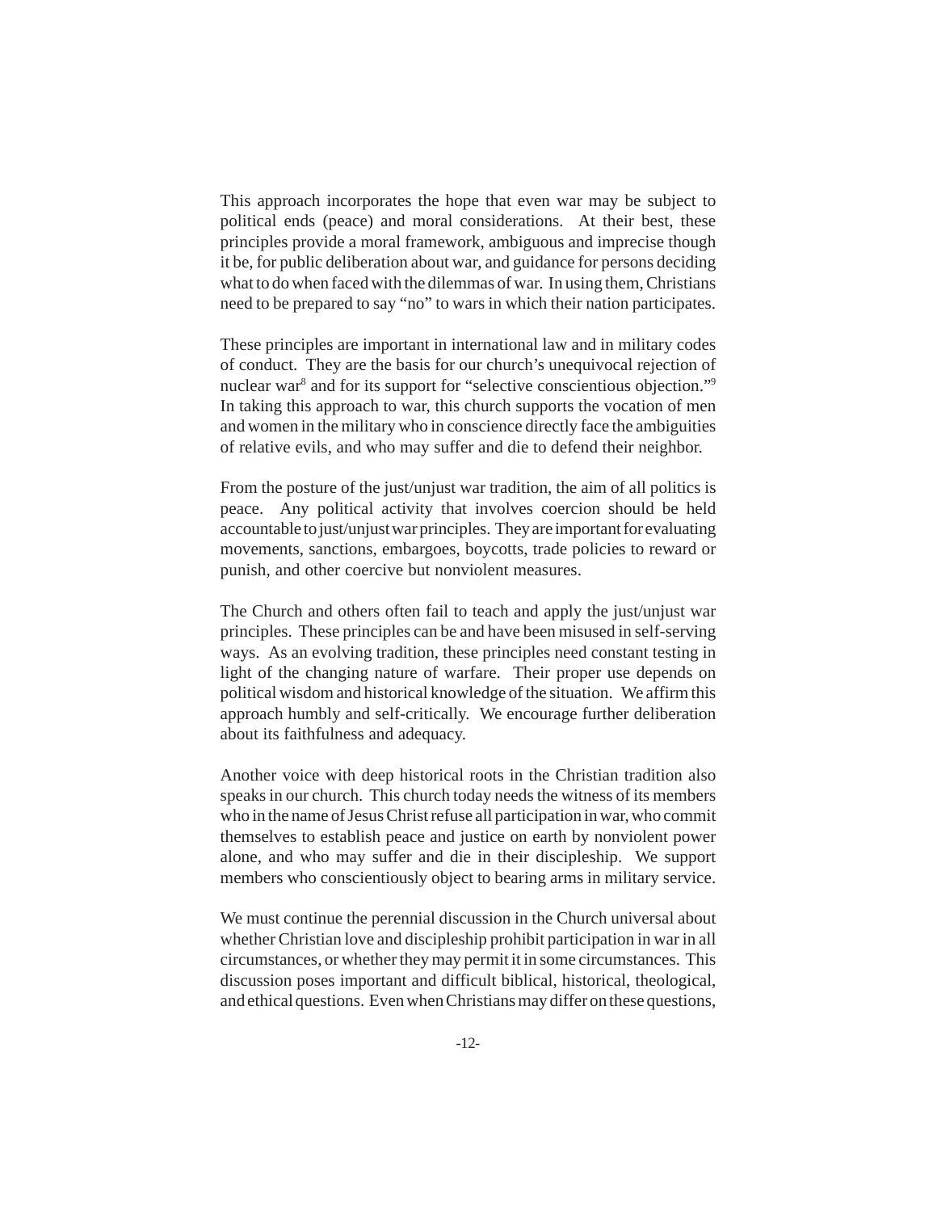This approach incorporates the hope that even war may be subject to political ends (peace) and moral considerations. At their best, these principles provide a moral framework, ambiguous and imprecise though it be, for public deliberation about war, and guidance for persons deciding what to do when faced with the dilemmas of war. In using them, Christians need to be prepared to say "no" to wars in which their nation participates.

These principles are important in international law and in military codes of conduct. They are the basis for our church's unequivocal rejection of nuclear war[8] and for its support for "selective conscientious objection."[9] In taking this approach to war, this church supports the vocation of men and women in the military who in conscience directly face the ambiguities of relative evils, and who may suffer and die to defend their neighbor.

From the posture of the just/unjust war tradition, the aim of all politics is peace. Any political activity that involves coercion should be held accountable to just/unjust war principles. They are important for evaluating movements, sanctions, embargoes, boycotts, trade policies to reward or punish, and other coercive but nonviolent measures.

The Church and others often fail to teach and apply the just/unjust war principles. These principles can be and have been misused in self-serving ways. As an evolving tradition, these principles need constant testing in light of the changing nature of warfare. Their proper use depends on political wisdom and historical knowledge of the situation. We affirm this approach humbly and self-critically. We encourage further deliberation about its faithfulness and adequacy.

Another voice with deep historical roots in the Christian tradition also speaks in our church. This church today needs the witness of its members who in the name of Jesus Christ refuse all participation in war, who commit themselves to establish peace and justice on earth by nonviolent power alone, and who may suffer and die in their discipleship. We support members who conscientiously object to bearing arms in military service.

We must continue the perennial discussion in the Church universal about whether Christian love and discipleship prohibit participation in war in all circumstances, or whether they may permit it in some circumstances. This discussion poses important and difficult biblical, historical, theological, and ethical questions. Even when Christians may differ on these questions,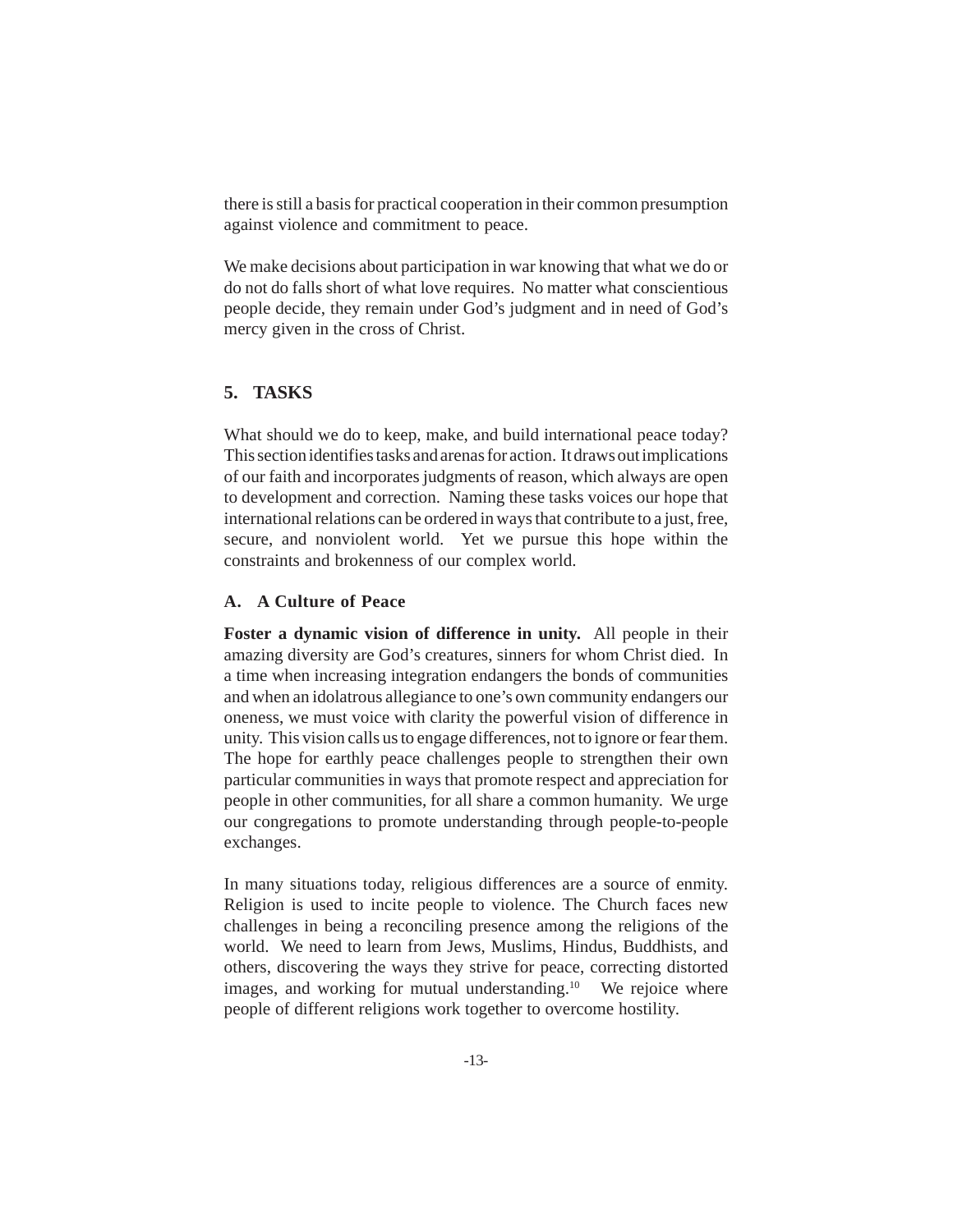there is still a basis for practical cooperation in their common presumption against violence and commitment to peace.

We make decisions about participation in war knowing that what we do or do not do falls short of what love requires. No matter what conscientious people decide, they remain under God's judgment and in need of God's mercy given in the cross of Christ.

## 5. TASKS

What should we do to keep, make, and build international peace today? This section identifies tasks and arenas for action. It draws out implications of our faith and incorporates judgments of reason, which always are open to development and correction. Naming these tasks voices our hope that international relations can be ordered in ways that contribute to a just, free, secure, and nonviolent world. Yet we pursue this hope within the constraints and brokenness of our complex world.

### A. A Culture of Peace

**Foster a dynamic vision of difference in unity.** All people in their amazing diversity are God's creatures, sinners for whom Christ died. In a time when increasing integration endangers the bonds of communities and when an idolatrous allegiance to one's own community endangers our oneness, we must voice with clarity the powerful vision of difference in unity. This vision calls us to engage differences, not to ignore or fear them. The hope for earthly peace challenges people to strengthen their own particular communities in ways that promote respect and appreciation for people in other communities, for all share a common humanity. We urge our congregations to promote understanding through people-to-people exchanges.

In many situations today, religious differences are a source of enmity. Religion is used to incite people to violence. The Church faces new challenges in being a reconciling presence among the religions of the world. We need to learn from Jews, Muslims, Hindus, Buddhists, and others, discovering the ways they strive for peace, correcting distorted images, and working for mutual understanding.[10] We rejoice where people of different religions work together to overcome hostility.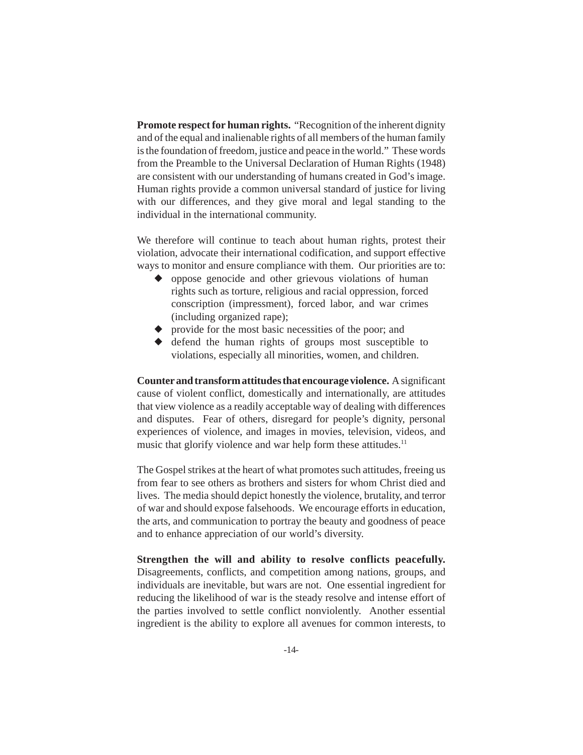**Promote respect for human rights.** "Recognition of the inherent dignity and of the equal and inalienable rights of all members of the human family is the foundation of freedom, justice and peace in the world." These words from the Preamble to the Universal Declaration of Human Rights (1948) are consistent with our understanding of humans created in God's image. Human rights provide a common universal standard of justice for living with our differences, and they give moral and legal standing to the individual in the international community.

We therefore will continue to teach about human rights, protest their violation, advocate their international codification, and support effective ways to monitor and ensure compliance with them. Our priorities are to:

- oppose genocide and other grievous violations of human rights such as torture, religious and racial oppression, forced conscription (impressment), forced labor, and war crimes (including organized rape);
- provide for the most basic necessities of the poor; and
- defend the human rights of groups most susceptible to violations, especially all minorities, women, and children.

**Counter and transform attitudes that encourage violence.** A significant cause of violent conflict, domestically and internationally, are attitudes that view violence as a readily acceptable way of dealing with differences and disputes. Fear of others, disregard for people's dignity, personal experiences of violence, and images in movies, television, videos, and music that glorify violence and war help form these attitudes.[11]

The Gospel strikes at the heart of what promotes such attitudes, freeing us from fear to see others as brothers and sisters for whom Christ died and lives. The media should depict honestly the violence, brutality, and terror of war and should expose falsehoods. We encourage efforts in education, the arts, and communication to portray the beauty and goodness of peace and to enhance appreciation of our world's diversity.

**Strengthen the will and ability to resolve conflicts peacefully.** Disagreements, conflicts, and competition among nations, groups, and individuals are inevitable, but wars are not. One essential ingredient for reducing the likelihood of war is the steady resolve and intense effort of the parties involved to settle conflict nonviolently. Another essential ingredient is the ability to explore all avenues for common interests, to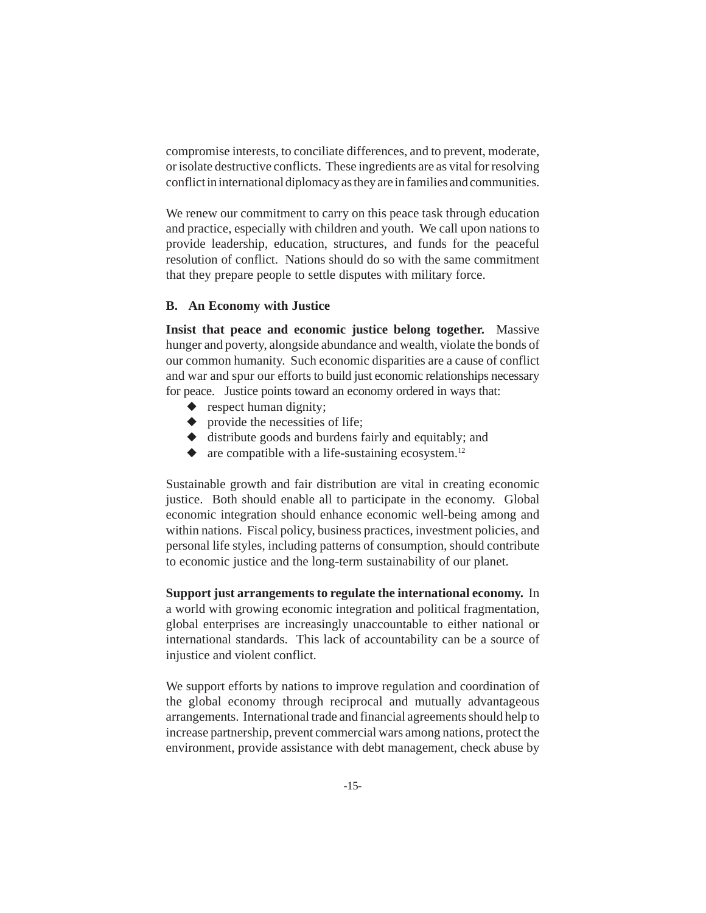compromise interests, to conciliate differences, and to prevent, moderate, or isolate destructive conflicts. These ingredients are as vital for resolving conflict in international diplomacy as they are in families and communities.

We renew our commitment to carry on this peace task through education and practice, especially with children and youth. We call upon nations to provide leadership, education, structures, and funds for the peaceful resolution of conflict. Nations should do so with the same commitment that they prepare people to settle disputes with military force.

### B. An Economy with Justice

**Insist that peace and economic justice belong together.** Massive hunger and poverty, alongside abundance and wealth, violate the bonds of our common humanity. Such economic disparities are a cause of conflict and war and spur our efforts to build just economic relationships necessary for peace. Justice points toward an economy ordered in ways that:

- respect human dignity;
- provide the necessities of life;
- distribute goods and burdens fairly and equitably; and
- are compatible with a life-sustaining ecosystem.[12]

Sustainable growth and fair distribution are vital in creating economic justice. Both should enable all to participate in the economy. Global economic integration should enhance economic well-being among and within nations. Fiscal policy, business practices, investment policies, and personal life styles, including patterns of consumption, should contribute to economic justice and the long-term sustainability of our planet.

**Support just arrangements to regulate the international economy.** In a world with growing economic integration and political fragmentation, global enterprises are increasingly unaccountable to either national or international standards. This lack of accountability can be a source of injustice and violent conflict.

We support efforts by nations to improve regulation and coordination of the global economy through reciprocal and mutually advantageous arrangements. International trade and financial agreements should help to increase partnership, prevent commercial wars among nations, protect the environment, provide assistance with debt management, check abuse by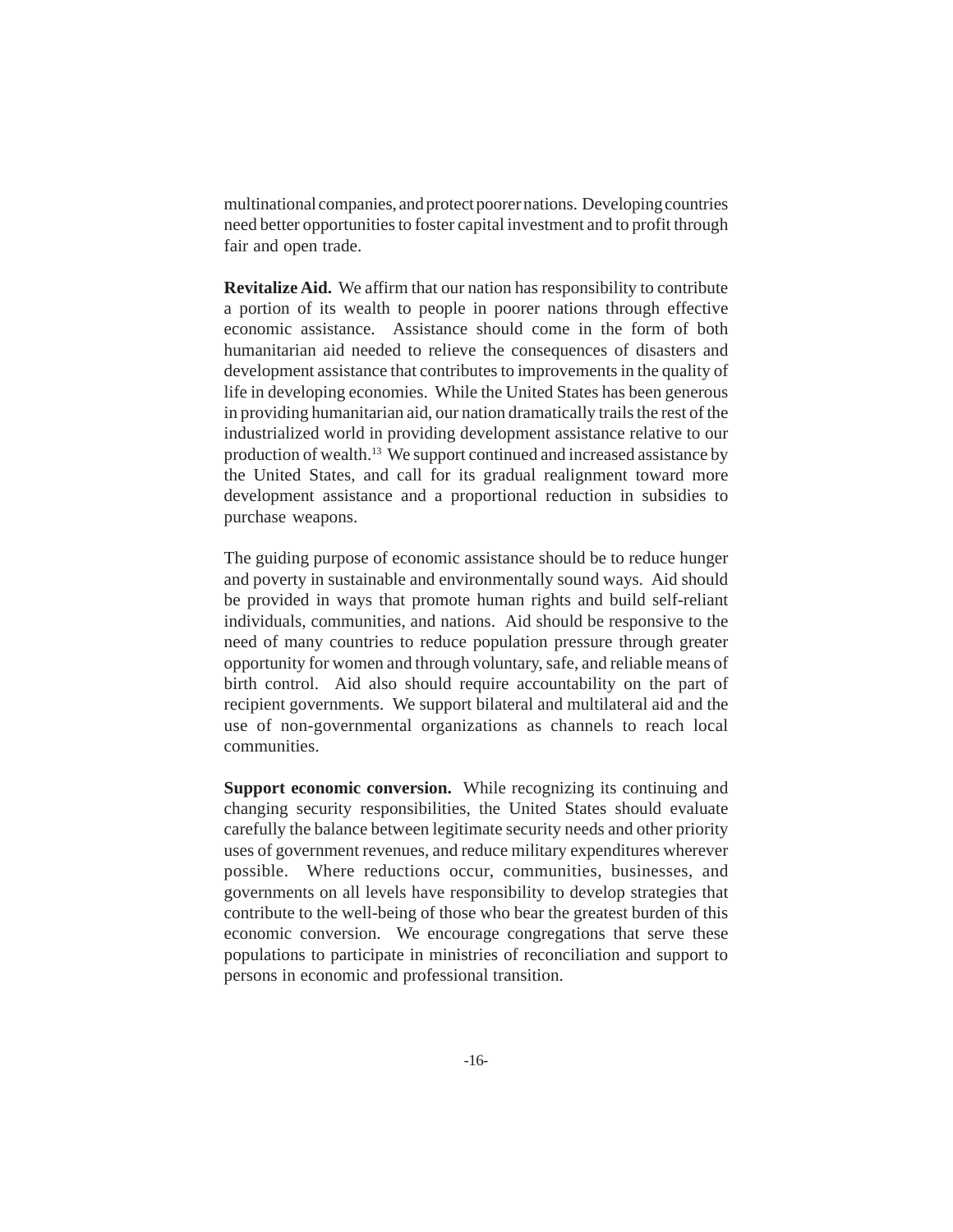multinational companies, and protect poorer nations. Developing countries need better opportunities to foster capital investment and to profit through fair and open trade.

**Revitalize Aid.** We affirm that our nation has responsibility to contribute a portion of its wealth to people in poorer nations through effective economic assistance. Assistance should come in the form of both humanitarian aid needed to relieve the consequences of disasters and development assistance that contributes to improvements in the quality of life in developing economies. While the United States has been generous in providing humanitarian aid, our nation dramatically trails the rest of the industrialized world in providing development assistance relative to our production of wealth.[13] We support continued and increased assistance by the United States, and call for its gradual realignment toward more development assistance and a proportional reduction in subsidies to purchase weapons.

The guiding purpose of economic assistance should be to reduce hunger and poverty in sustainable and environmentally sound ways. Aid should be provided in ways that promote human rights and build self-reliant individuals, communities, and nations. Aid should be responsive to the need of many countries to reduce population pressure through greater opportunity for women and through voluntary, safe, and reliable means of birth control. Aid also should require accountability on the part of recipient governments. We support bilateral and multilateral aid and the use of non-governmental organizations as channels to reach local communities.

**Support economic conversion.** While recognizing its continuing and changing security responsibilities, the United States should evaluate carefully the balance between legitimate security needs and other priority uses of government revenues, and reduce military expenditures wherever possible. Where reductions occur, communities, businesses, and governments on all levels have responsibility to develop strategies that contribute to the well-being of those who bear the greatest burden of this economic conversion. We encourage congregations that serve these populations to participate in ministries of reconciliation and support to persons in economic and professional transition.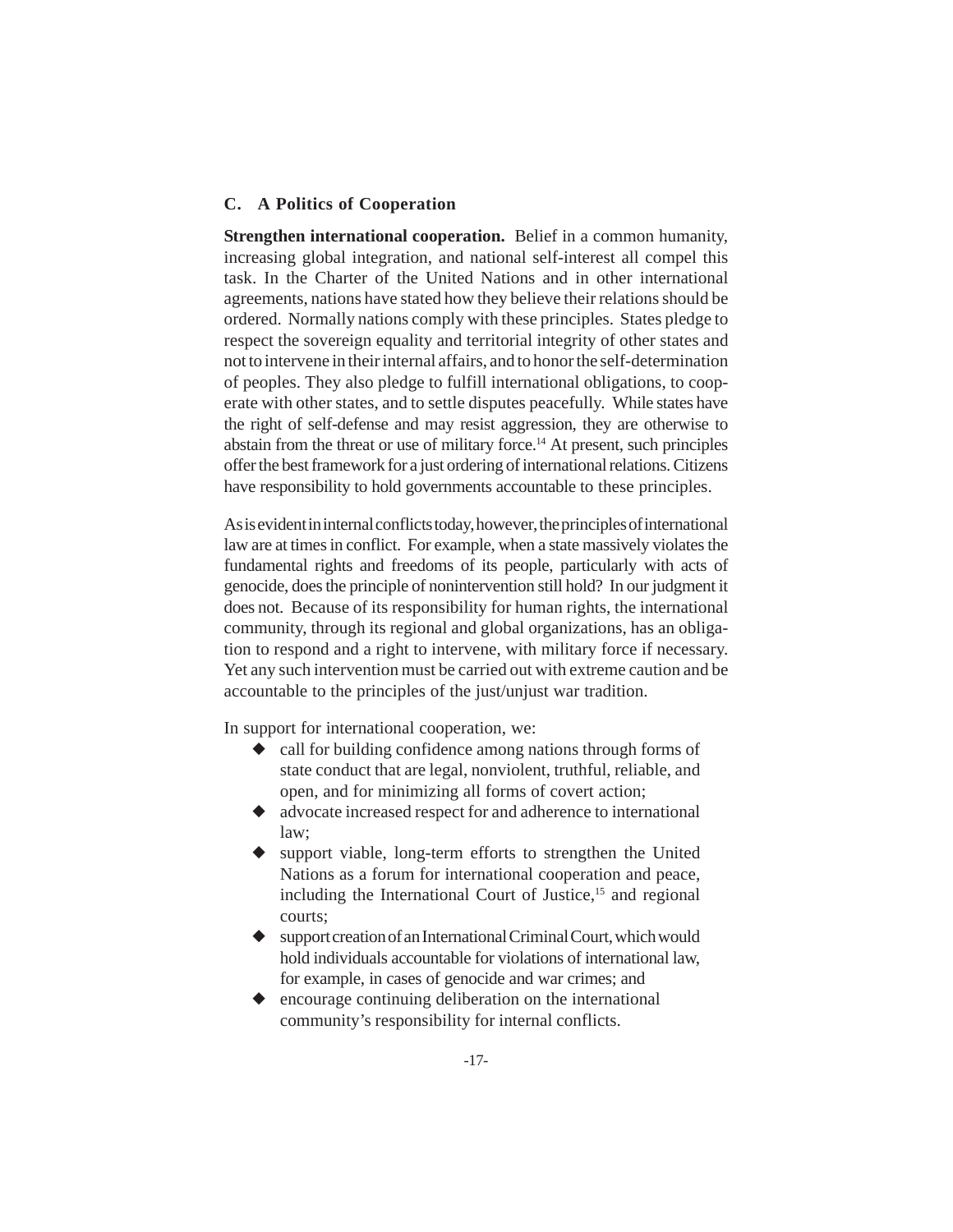## C. A Politics of Cooperation

**Strengthen international cooperation.** Belief in a common humanity, increasing global integration, and national self-interest all compel this task. In the Charter of the United Nations and in other international agreements, nations have stated how they believe their relations should be ordered. Normally nations comply with these principles. States pledge to respect the sovereign equality and territorial integrity of other states and not to intervene in their internal affairs, and to honor the self-determination of peoples. They also pledge to fulfill international obligations, to cooperate with other states, and to settle disputes peacefully. While states have the right of self-defense and may resist aggression, they are otherwise to abstain from the threat or use of military force.[14] At present, such principles offer the best framework for a just ordering of international relations. Citizens have responsibility to hold governments accountable to these principles.

As is evident in internal conflicts today, however, the principles of international law are at times in conflict. For example, when a state massively violates the fundamental rights and freedoms of its people, particularly with acts of genocide, does the principle of nonintervention still hold? In our judgment it does not. Because of its responsibility for human rights, the international community, through its regional and global organizations, has an obligation to respond and a right to intervene, with military force if necessary. Yet any such intervention must be carried out with extreme caution and be accountable to the principles of the just/unjust war tradition.

In support for international cooperation, we:

- call for building confidence among nations through forms of state conduct that are legal, nonviolent, truthful, reliable, and open, and for minimizing all forms of covert action;
- advocate increased respect for and adherence to international law;
- support viable, long-term efforts to strengthen the United Nations as a forum for international cooperation and peace, including the International Court of Justice,[15] and regional courts;
- support creation of an International Criminal Court, which would hold individuals accountable for violations of international law, for example, in cases of genocide and war crimes; and
- encourage continuing deliberation on the international community's responsibility for internal conflicts.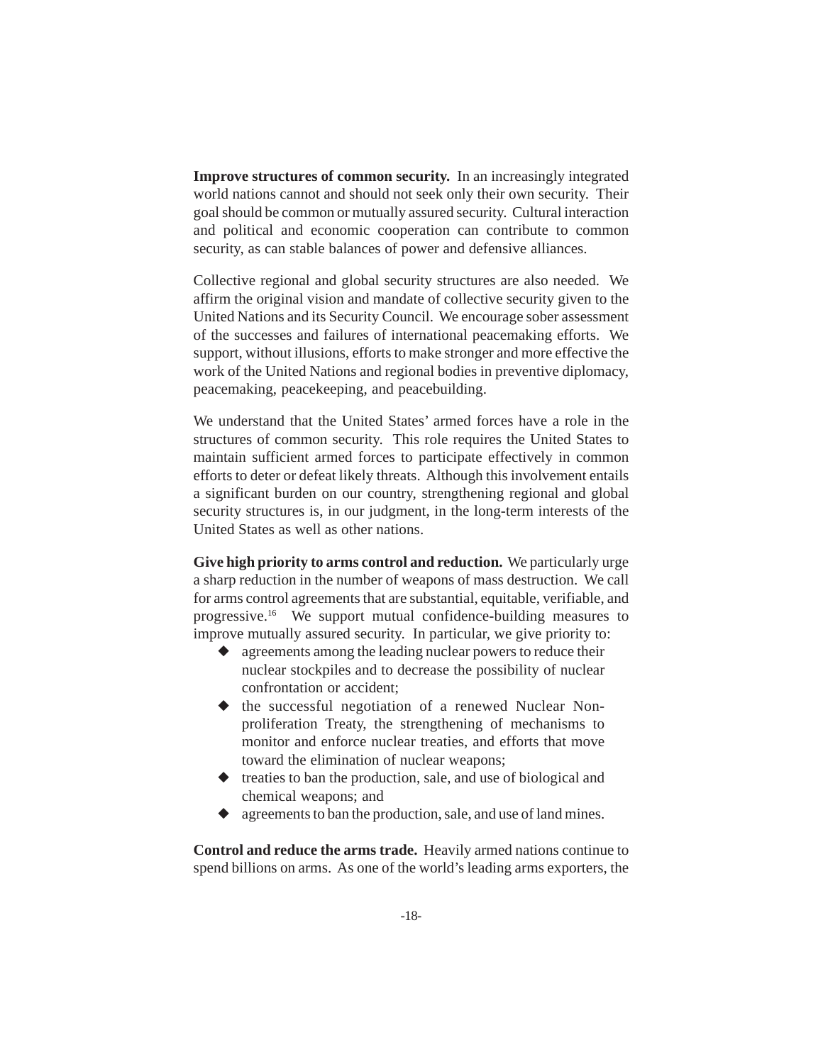**Improve structures of common security.** In an increasingly integrated world nations cannot and should not seek only their own security. Their goal should be common or mutually assured security. Cultural interaction and political and economic cooperation can contribute to common security, as can stable balances of power and defensive alliances.

Collective regional and global security structures are also needed. We affirm the original vision and mandate of collective security given to the United Nations and its Security Council. We encourage sober assessment of the successes and failures of international peacemaking efforts. We support, without illusions, efforts to make stronger and more effective the work of the United Nations and regional bodies in preventive diplomacy, peacemaking, peacekeeping, and peacebuilding.

We understand that the United States' armed forces have a role in the structures of common security. This role requires the United States to maintain sufficient armed forces to participate effectively in common efforts to deter or defeat likely threats. Although this involvement entails a significant burden on our country, strengthening regional and global security structures is, in our judgment, in the long-term interests of the United States as well as other nations.

**Give high priority to arms control and reduction.** We particularly urge a sharp reduction in the number of weapons of mass destruction. We call for arms control agreements that are substantial, equitable, verifiable, and progressive.[16] We support mutual confidence-building measures to improve mutually assured security. In particular, we give priority to:

- agreements among the leading nuclear powers to reduce their nuclear stockpiles and to decrease the possibility of nuclear confrontation or accident;
- the successful negotiation of a renewed Nuclear Non-proliferation Treaty, the strengthening of mechanisms to monitor and enforce nuclear treaties, and efforts that move toward the elimination of nuclear weapons;
- treaties to ban the production, sale, and use of biological and chemical weapons; and
- agreements to ban the production, sale, and use of land mines.

**Control and reduce the arms trade.** Heavily armed nations continue to spend billions on arms. As one of the world's leading arms exporters, the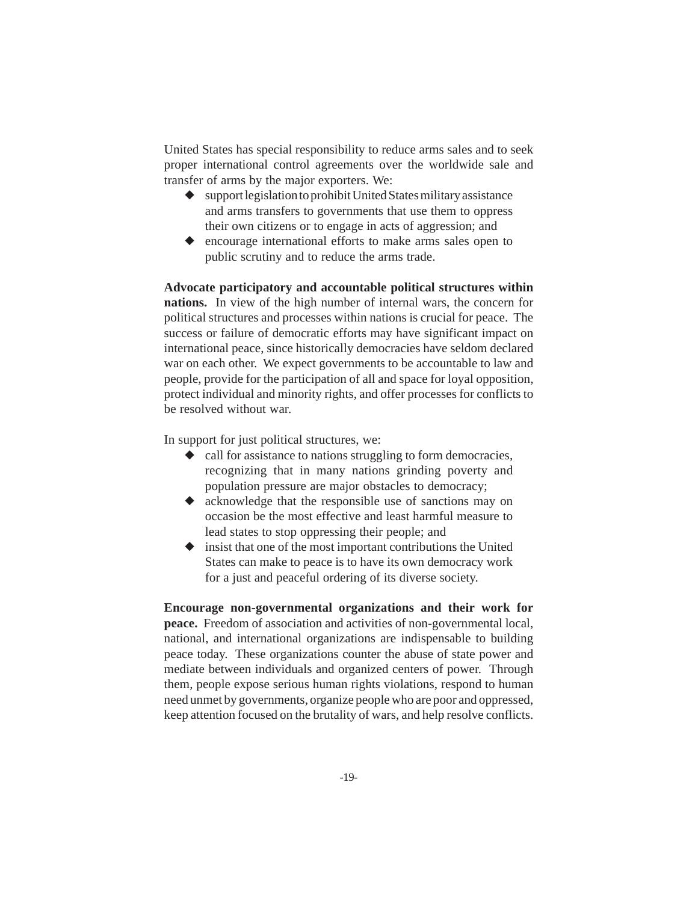United States has special responsibility to reduce arms sales and to seek proper international control agreements over the worldwide sale and transfer of arms by the major exporters. We:

- support legislation to prohibit United States military assistance and arms transfers to governments that use them to oppress their own citizens or to engage in acts of aggression; and
- encourage international efforts to make arms sales open to public scrutiny and to reduce the arms trade.

**Advocate participatory and accountable political structures within nations.** In view of the high number of internal wars, the concern for political structures and processes within nations is crucial for peace. The success or failure of democratic efforts may have significant impact on international peace, since historically democracies have seldom declared war on each other. We expect governments to be accountable to law and people, provide for the participation of all and space for loyal opposition, protect individual and minority rights, and offer processes for conflicts to be resolved without war.

In support for just political structures, we:

- call for assistance to nations struggling to form democracies, recognizing that in many nations grinding poverty and population pressure are major obstacles to democracy;
- acknowledge that the responsible use of sanctions may on occasion be the most effective and least harmful measure to lead states to stop oppressing their people; and
- insist that one of the most important contributions the United States can make to peace is to have its own democracy work for a just and peaceful ordering of its diverse society.

**Encourage non-governmental organizations and their work for peace.** Freedom of association and activities of non-governmental local, national, and international organizations are indispensable to building peace today. These organizations counter the abuse of state power and mediate between individuals and organized centers of power. Through them, people expose serious human rights violations, respond to human need unmet by governments, organize people who are poor and oppressed, keep attention focused on the brutality of wars, and help resolve conflicts.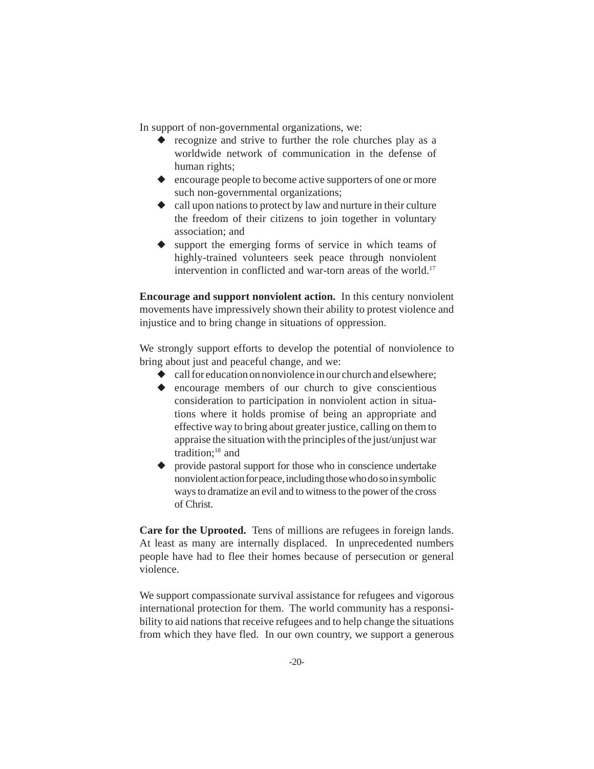In support of non-governmental organizations, we:

- recognize and strive to further the role churches play as a worldwide network of communication in the defense of human rights;
- encourage people to become active supporters of one or more such non-governmental organizations;
- call upon nations to protect by law and nurture in their culture the freedom of their citizens to join together in voluntary association; and
- support the emerging forms of service in which teams of highly-trained volunteers seek peace through nonviolent intervention in conflicted and war-torn areas of the world.[17]

**Encourage and support nonviolent action.** In this century nonviolent movements have impressively shown their ability to protest violence and injustice and to bring change in situations of oppression.

We strongly support efforts to develop the potential of nonviolence to bring about just and peaceful change, and we:

- call for education on nonviolence in our church and elsewhere;
- encourage members of our church to give conscientious consideration to participation in nonviolent action in situations where it holds promise of being an appropriate and effective way to bring about greater justice, calling on them to appraise the situation with the principles of the just/unjust war tradition;[18] and
- provide pastoral support for those who in conscience undertake nonviolent action for peace, including those who do so in symbolic ways to dramatize an evil and to witness to the power of the cross of Christ.

**Care for the Uprooted.** Tens of millions are refugees in foreign lands. At least as many are internally displaced. In unprecedented numbers people have had to flee their homes because of persecution or general violence.

We support compassionate survival assistance for refugees and vigorous international protection for them. The world community has a responsibility to aid nations that receive refugees and to help change the situations from which they have fled. In our own country, we support a generous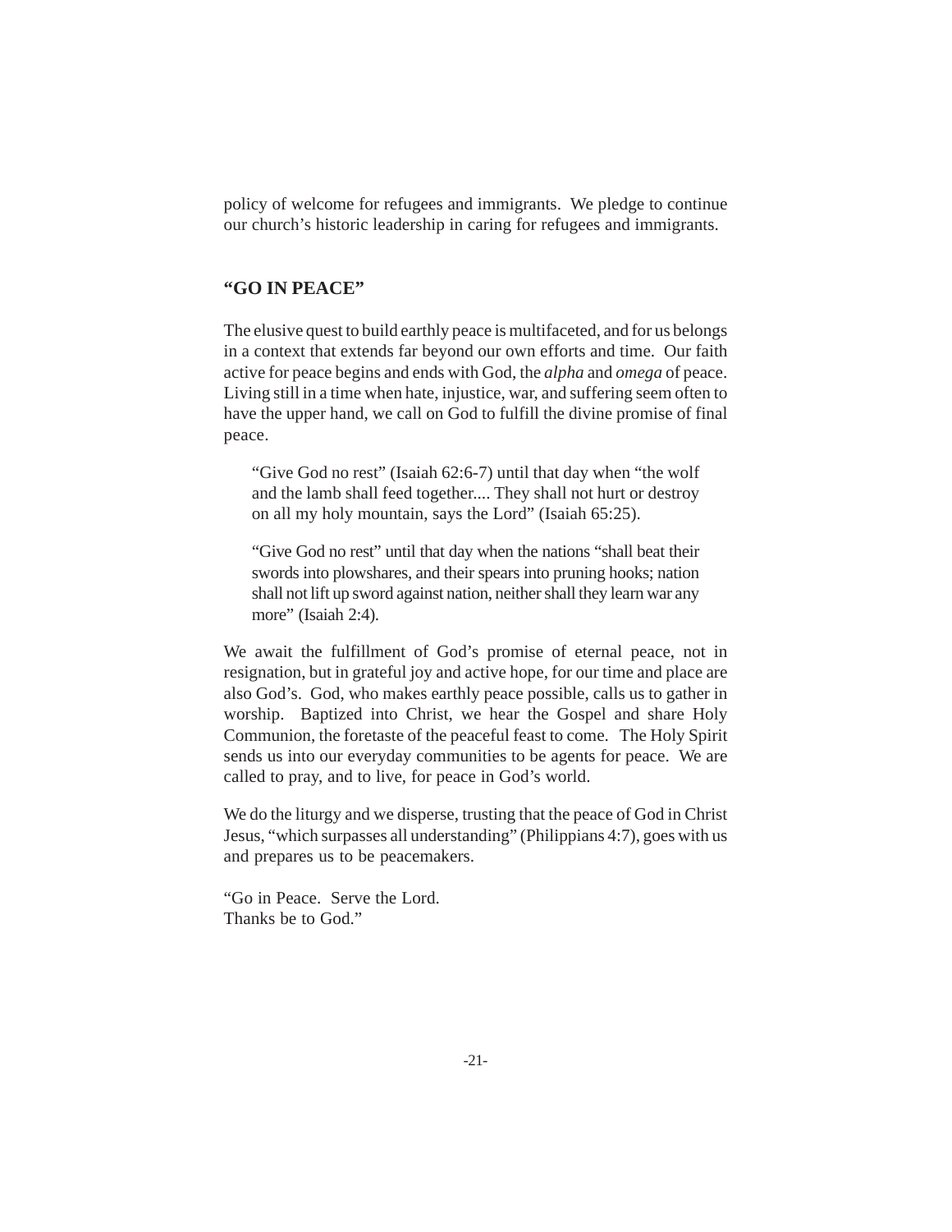policy of welcome for refugees and immigrants. We pledge to continue our church's historic leadership in caring for refugees and immigrants.

## "GO IN PEACE"

The elusive quest to build earthly peace is multifaceted, and for us belongs in a context that extends far beyond our own efforts and time. Our faith active for peace begins and ends with God, the *alpha* and *omega* of peace. Living still in a time when hate, injustice, war, and suffering seem often to have the upper hand, we call on God to fulfill the divine promise of final peace.

> "Give God no rest" (Isaiah 62:6-7) until that day when "the wolf and the lamb shall feed together.... They shall not hurt or destroy on all my holy mountain, says the Lord" (Isaiah 65:25).
>
> "Give God no rest" until that day when the nations "shall beat their swords into plowshares, and their spears into pruning hooks; nation shall not lift up sword against nation, neither shall they learn war any more" (Isaiah 2:4).

We await the fulfillment of God's promise of eternal peace, not in resignation, but in grateful joy and active hope, for our time and place are also God's. God, who makes earthly peace possible, calls us to gather in worship. Baptized into Christ, we hear the Gospel and share Holy Communion, the foretaste of the peaceful feast to come. The Holy Spirit sends us into our everyday communities to be agents for peace. We are called to pray, and to live, for peace in God's world.

We do the liturgy and we disperse, trusting that the peace of God in Christ Jesus, "which surpasses all understanding" (Philippians 4:7), goes with us and prepares us to be peacemakers.

"Go in Peace. Serve the Lord.  
Thanks be to God."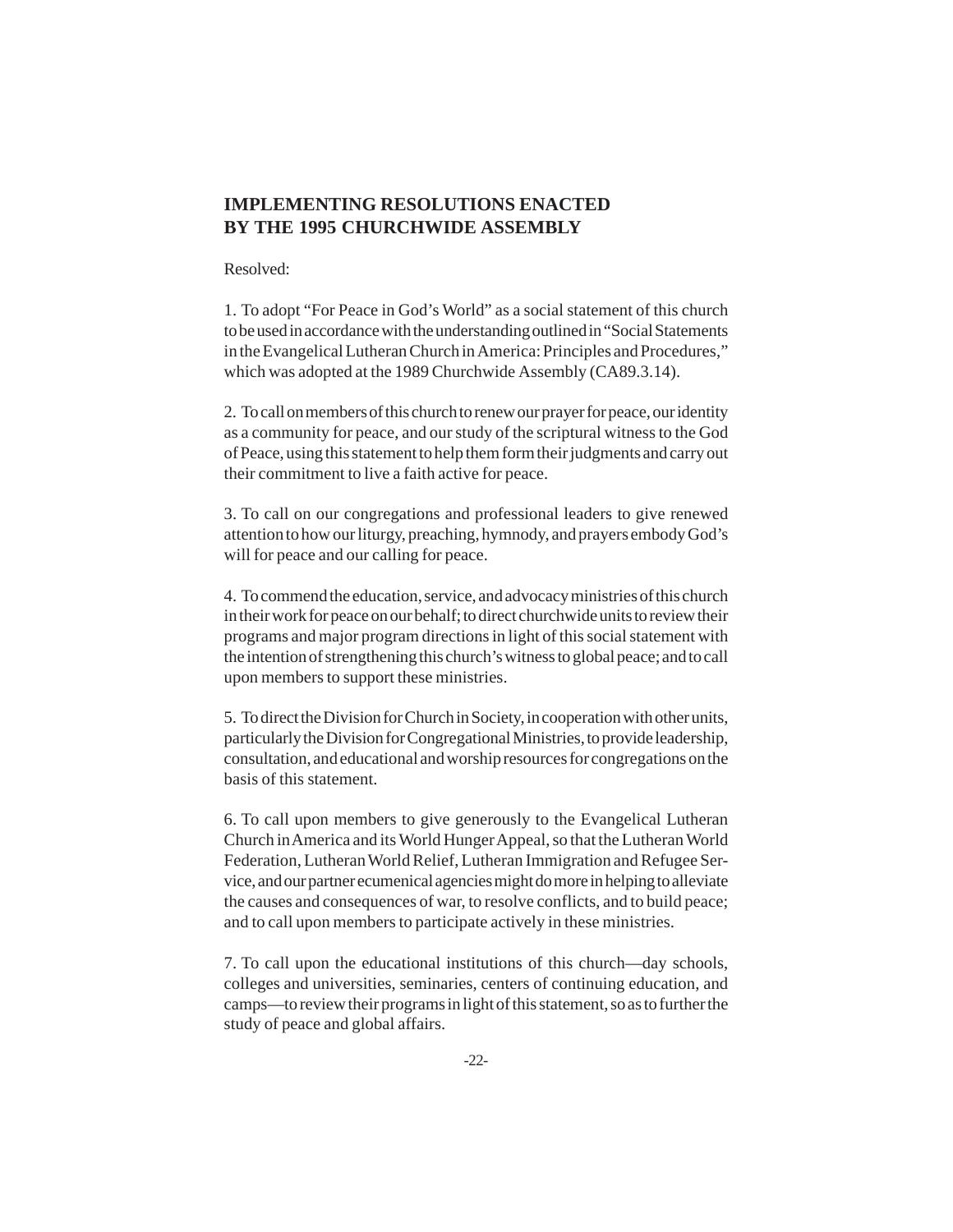## IMPLEMENTING RESOLUTIONS ENACTED BY THE 1995 CHURCHWIDE ASSEMBLY

Resolved:

1. To adopt "For Peace in God's World" as a social statement of this church to be used in accordance with the understanding outlined in "Social Statements in the Evangelical Lutheran Church in America: Principles and Procedures," which was adopted at the 1989 Churchwide Assembly (CA89.3.14).

2. To call on members of this church to renew our prayer for peace, our identity as a community for peace, and our study of the scriptural witness to the God of Peace, using this statement to help them form their judgments and carry out their commitment to live a faith active for peace.

3. To call on our congregations and professional leaders to give renewed attention to how our liturgy, preaching, hymnody, and prayers embody God's will for peace and our calling for peace.

4. To commend the education, service, and advocacy ministries of this church in their work for peace on our behalf; to direct churchwide units to review their programs and major program directions in light of this social statement with the intention of strengthening this church's witness to global peace; and to call upon members to support these ministries.

5. To direct the Division for Church in Society, in cooperation with other units, particularly the Division for Congregational Ministries, to provide leadership, consultation, and educational and worship resources for congregations on the basis of this statement.

6. To call upon members to give generously to the Evangelical Lutheran Church in America and its World Hunger Appeal, so that the Lutheran World Federation, Lutheran World Relief, Lutheran Immigration and Refugee Service, and our partner ecumenical agencies might do more in helping to alleviate the causes and consequences of war, to resolve conflicts, and to build peace; and to call upon members to participate actively in these ministries.

7. To call upon the educational institutions of this church—day schools, colleges and universities, seminaries, centers of continuing education, and camps—to review their programs in light of this statement, so as to further the study of peace and global affairs.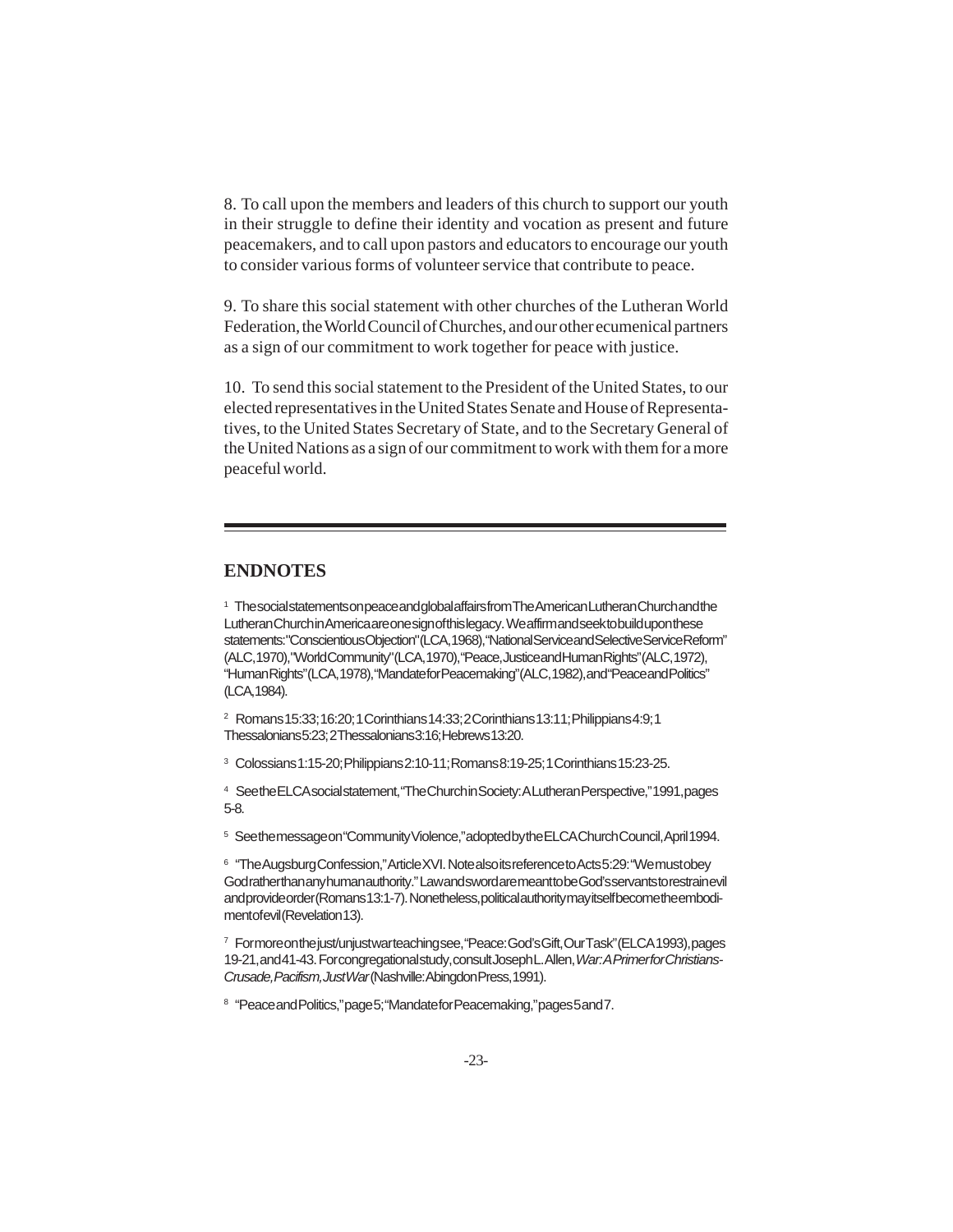8. To call upon the members and leaders of this church to support our youth in their struggle to define their identity and vocation as present and future peacemakers, and to call upon pastors and educators to encourage our youth to consider various forms of volunteer service that contribute to peace.

9. To share this social statement with other churches of the Lutheran World Federation, the World Council of Churches, and our other ecumenical partners as a sign of our commitment to work together for peace with justice.

10. To send this social statement to the President of the United States, to our elected representatives in the United States Senate and House of Representatives, to the United States Secretary of State, and to the Secretary General of the United Nations as a sign of our commitment to work with them for a more peaceful world.

---

## ENDNOTES

[1] The social statements on peace and global affairs from The American Lutheran Church and the Lutheran Church in America are one sign of this legacy. We affirm and seek to build upon these statements: "Conscientious Objection" (LCA, 1968), "National Service and Selective Service Reform" (ALC, 1970), "World Community" (LCA, 1970), "Peace, Justice and Human Rights" (ALC, 1972), "Human Rights" (LCA, 1978), "Mandate for Peacemaking" (ALC, 1982), and "Peace and Politics" (LCA, 1984).

[2] Romans 15:33; 16:20; 1 Corinthians 14:33; 2 Corinthians 13:11; Philippians 4:9; 1 Thessalonians 5:23; 2 Thessalonians 3:16; Hebrews 13:20.

[3] Colossians 1:15-20; Philippians 2:10-11; Romans 8:19-25; 1 Corinthians 15:23-25.

[4] See the ELCA social statement, "The Church in Society: A Lutheran Perspective," 1991, pages 5-8.

[5] See the message on "Community Violence," adopted by the ELCA Church Council, April 1994.

[6] "The Augsburg Confession," Article XVI. Note also its reference to Acts 5:29: "We must obey God rather than any human authority." Law and sword are meant to be God's servants to restrain evil and provide order (Romans 13:1-7). Nonetheless, political authority may itself become the embodiment of evil (Revelation 13).

[7] For more on the just/unjust war teaching see, "Peace: God's Gift, Our Task" (ELCA 1993), pages 19-21, and 41-43. For congregational study, consult Joseph L. Allen, *War: A Primer for Christians-Crusade, Pacifism, Just War* (Nashville: Abingdon Press, 1991).

[8] "Peace and Politics," page 5; "Mandate for Peacemaking," pages 5 and 7.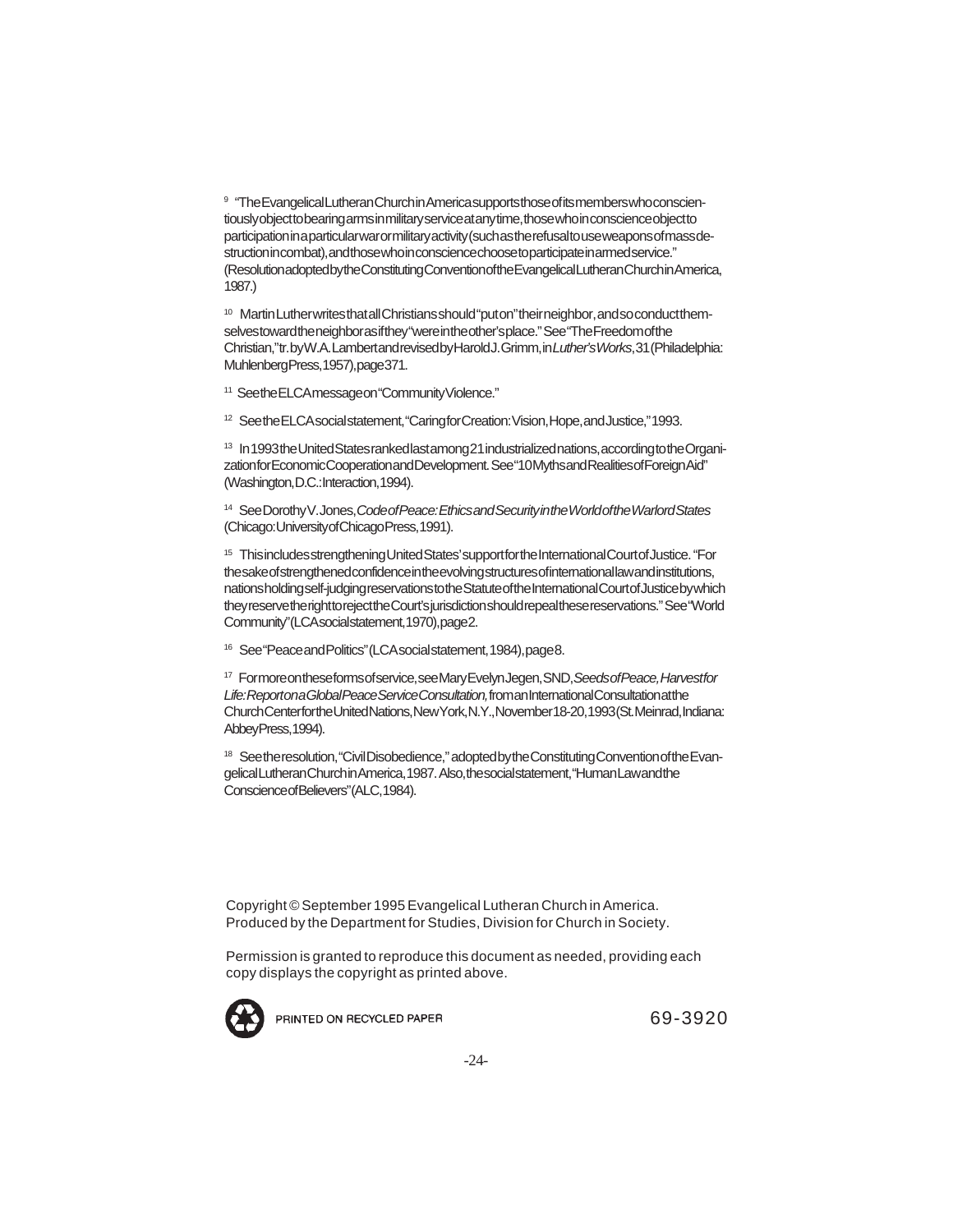[9] "The Evangelical Lutheran Church in America supports those of its members who conscientiously object to bearing arms in military service at any time, those who in conscience object to participation in a particular war or military activity (such as the refusal to use weapons of mass destruction in combat), and those who in conscience choose to participate in armed service." (Resolution adopted by the Constituting Convention of the Evangelical Lutheran Church in America, 1987.)

[10] Martin Luther writes that all Christians should "put on" their neighbor, and so conduct themselves toward the neighbor as if they "were in the other's place." See "The Freedom of the Christian," tr. by W.A. Lambert and revised by Harold J. Grimm, in *Luther's Works*, 31 (Philadelphia: Muhlenberg Press, 1957), page 371.

[11] See the ELCA message on "Community Violence."

[12] See the ELCA social statement, "Caring for Creation: Vision, Hope, and Justice," 1993.

[13] In 1993 the United States ranked last among 21 industrialized nations, according to the Organization for Economic Cooperation and Development. See "10 Myths and Realities of Foreign Aid" (Washington, D.C.: Interaction, 1994).

[14] See Dorothy V. Jones, *Code of Peace: Ethics and Security in the World of the Warlord States* (Chicago: University of Chicago Press, 1991).

[15] This includes strengthening United States' support for the International Court of Justice. "For the sake of strengthened confidence in the evolving structures of international law and institutions, nations holding self-judging reservations to the Statute of the International Court of Justice by which they reserve the right to reject the Court's jurisdiction should repeal these reservations." See "World Community" (LCA social statement, 1970), page 2.

[16] See "Peace and Politics" (LCA social statement, 1984), page 8.

[17] For more on these forms of service, see Mary Evelyn Jegen, SND, *Seeds of Peace, Harvest for Life: Report on a Global Peace Service Consultation,* from an International Consultation at the Church Center for the United Nations, New York, N.Y., November 18-20, 1993 (St. Meinrad, Indiana: Abbey Press, 1994).

[18] See the resolution, "Civil Disobedience," adopted by the Constituting Convention of the Evangelical Lutheran Church in America, 1987. Also, the social statement, "Human Law and the Conscience of Believers" (ALC, 1984).

Copyright © September 1995 Evangelical Lutheran Church in America.
Produced by the Department for Studies, Division for Church in Society.

Permission is granted to reproduce this document as needed, providing each copy displays the copyright as printed above.

PRINTED ON RECYCLED PAPER

69-3920